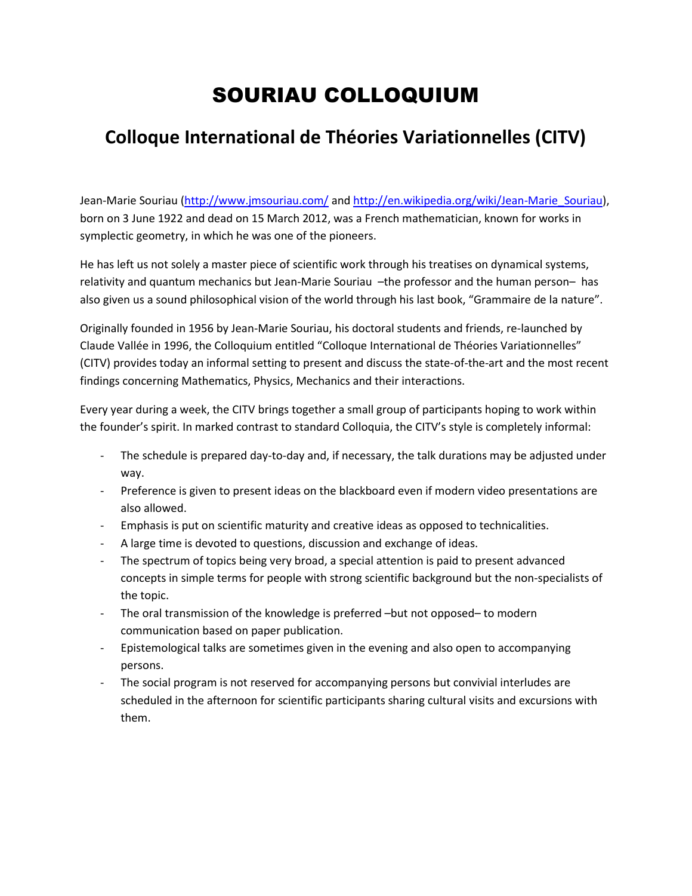# SOURIAU COLLOQUIUM

## Colloque International de Théories Variationnelles (CITV)

Jean-Marie Souriau (http://www.jmsouriau.com/ and http://en.wikipedia.org/wiki/Jean-Marie_Souriau), born on 3 June 1922 and dead on 15 March 2012, was a French mathematician, known for works in symplectic geometry, in which he was one of the pioneers.

He has left us not solely a master piece of scientific work through his treatises on dynamical systems, relativity and quantum mechanics but Jean-Marie Souriau –the professor and the human person– has also given us a sound philosophical vision of the world through his last book, "Grammaire de la nature".

Originally founded in 1956 by Jean-Marie Souriau, his doctoral students and friends, re-launched by Claude Vallée in 1996, the Colloquium entitled "Colloque International de Théories Variationnelles" (CITV) provides today an informal setting to present and discuss the state-of-the-art and the most recent findings concerning Mathematics, Physics, Mechanics and their interactions.

Every year during a week, the CITV brings together a small group of participants hoping to work within the founder's spirit. In marked contrast to standard Colloquia, the CITV's style is completely informal:

- The schedule is prepared day-to-day and, if necessary, the talk durations may be adjusted under way.
- Preference is given to present ideas on the blackboard even if modern video presentations are also allowed.
- Emphasis is put on scientific maturity and creative ideas as opposed to technicalities.
- A large time is devoted to questions, discussion and exchange of ideas.
- The spectrum of topics being very broad, a special attention is paid to present advanced concepts in simple terms for people with strong scientific background but the non-specialists of the topic.
- The oral transmission of the knowledge is preferred –but not opposed– to modern communication based on paper publication.
- Epistemological talks are sometimes given in the evening and also open to accompanying persons.
- The social program is not reserved for accompanying persons but convivial interludes are scheduled in the afternoon for scientific participants sharing cultural visits and excursions with them.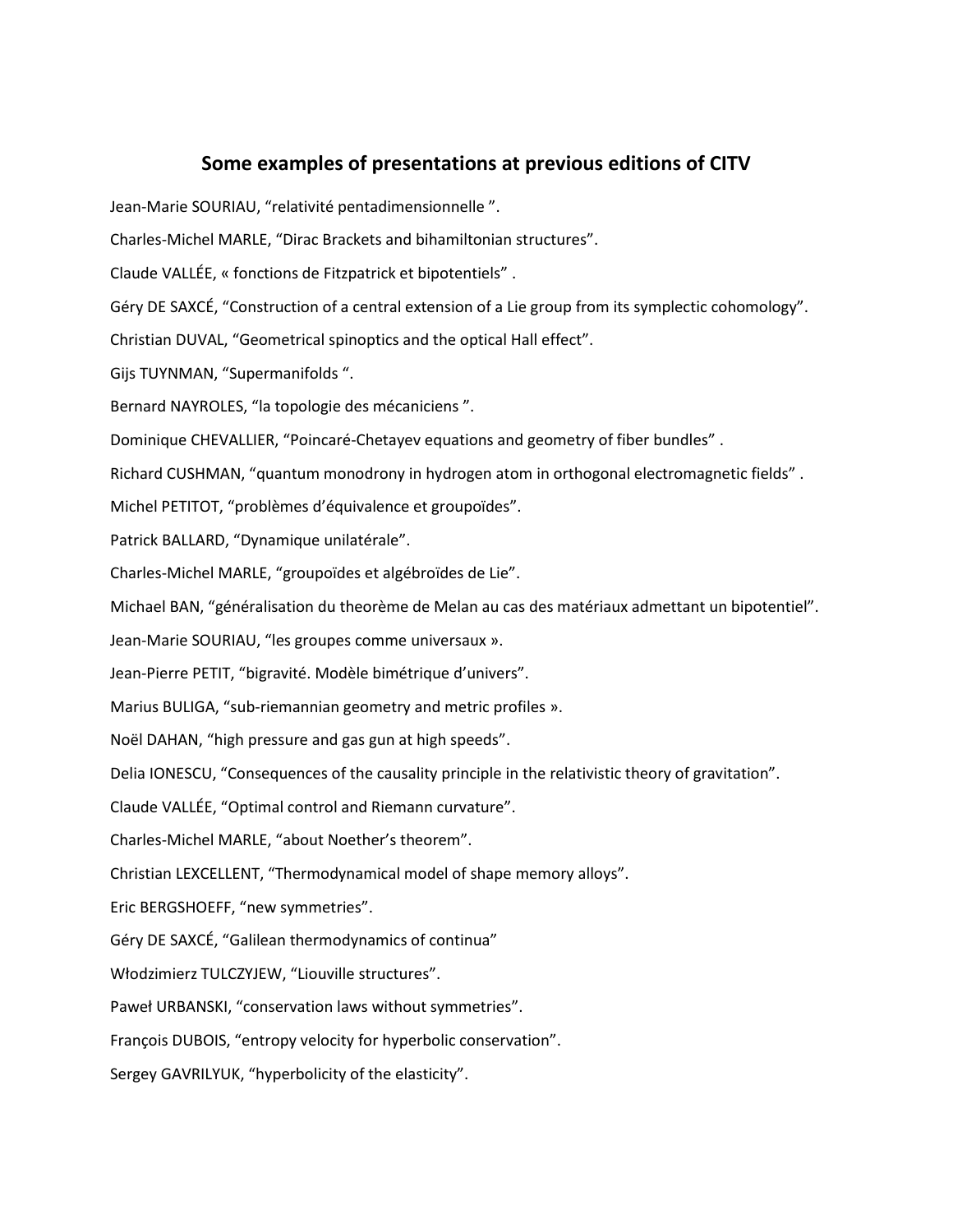## Some examples of presentations at previous editions of CITV

Jean-Marie SOURIAU, “relativité pentadimensionnelle ”.

Charles-Michel MARLE, “Dirac Brackets and bihamiltonian structures”.

Claude VALLÉE, « fonctions de Fitzpatrick et bipotentiels” .

Géry DE SAXCÉ, “Construction of a central extension of a Lie group from its symplectic cohomology”.

Christian DUVAL, “Geometrical spinoptics and the optical Hall effect”.

Gijs TUYNMAN, “Supermanifolds “.

Bernard NAYROLES, “la topologie des mécaniciens ”.

Dominique CHEVALLIER, “Poincaré-Chetayev equations and geometry of fiber bundles” .

Richard CUSHMAN, “quantum monodrony in hydrogen atom in orthogonal electromagnetic fields” .

Michel PETITOT, “problèmes d’équivalence et groupoïdes”.

Patrick BALLARD, “Dynamique unilatérale”.

Charles-Michel MARLE, “groupoïdes et algébroïdes de Lie”.

Michael BAN, “généralisation du theorème de Melan au cas des matériaux admettant un bipotentiel”.

Jean-Marie SOURIAU, “les groupes comme universaux ».

Jean-Pierre PETIT, “bigravité. Modèle bimétrique d’univers”.

Marius BULIGA, “sub-riemannian geometry and metric profiles ».

Noël DAHAN, “high pressure and gas gun at high speeds”.

Delia IONESCU, “Consequences of the causality principle in the relativistic theory of gravitation”.

Claude VALLÉE, “Optimal control and Riemann curvature”.

Charles-Michel MARLE, “about Noether’s theorem”.

Christian LEXCELLENT, “Thermodynamical model of shape memory alloys”.

Eric BERGSHOEFF, “new symmetries”.

Géry DE SAXCÉ, “Galilean thermodynamics of continua”

Włodzimierz TULCZYJEW, “Liouville structures”.

Paweł URBANSKI, “conservation laws without symmetries”.

François DUBOIS, “entropy velocity for hyperbolic conservation”.

Sergey GAVRILYUK, “hyperbolicity of the elasticity”.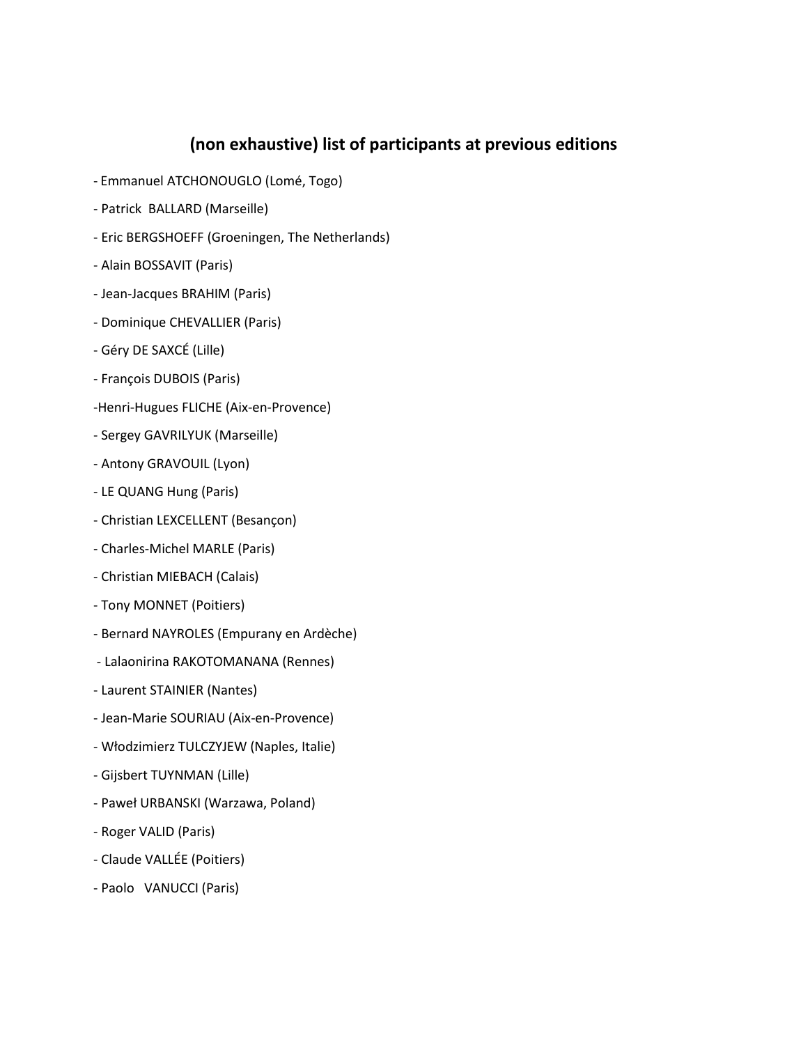## (non exhaustive) list of participants at previous editions

- Emmanuel ATCHONOUGLO (Lomé, Togo)
- Patrick BALLARD (Marseille)
- Eric BERGSHOEFF (Groeningen, The Netherlands)
- Alain BOSSAVIT (Paris)
- Jean-Jacques BRAHIM (Paris)
- Dominique CHEVALLIER (Paris)
- Géry DE SAXCÉ (Lille)
- François DUBOIS (Paris)
- Henri-Hugues FLICHE (Aix-en-Provence)
- Sergey GAVRILYUK (Marseille)
- Antony GRAVOUIL (Lyon)
- LE QUANG Hung (Paris)
- Christian LEXCELLENT (Besançon)
- Charles-Michel MARLE (Paris)
- Christian MIEBACH (Calais)
- Tony MONNET (Poitiers)
- Bernard NAYROLES (Empurany en Ardèche)
- Lalaonirina RAKOTOMANANA (Rennes)
- Laurent STAINIER (Nantes)
- Jean-Marie SOURIAU (Aix-en-Provence)
- Włodzimierz TULCZYJEW (Naples, Italie)
- Gijsbert TUYNMAN (Lille)
- Paweł URBANSKI (Warzawa, Poland)
- Roger VALID (Paris)
- Claude VALLÉE (Poitiers)
- Paolo VANUCCI (Paris)